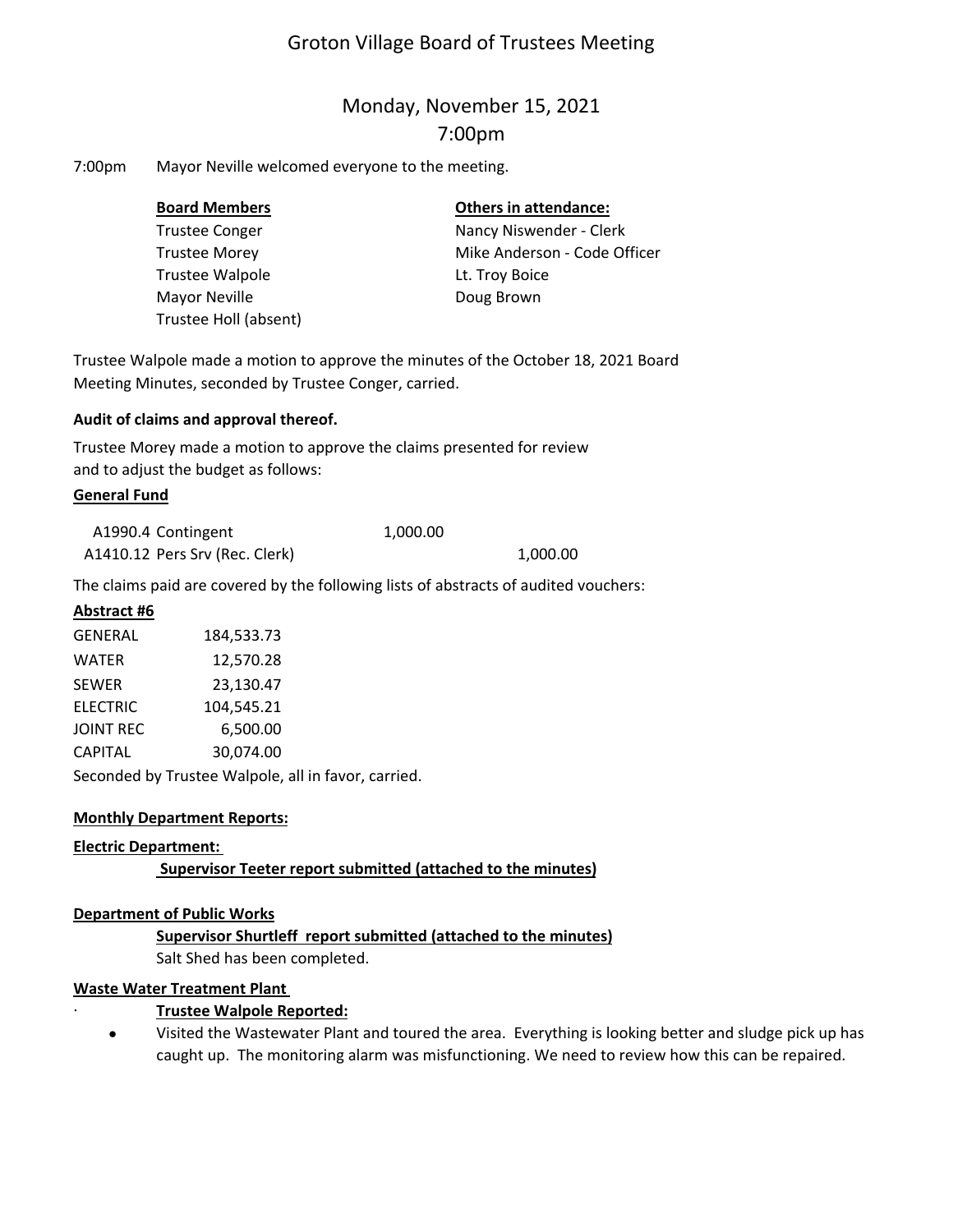# Groton Village Board of Trustees Meeting

## Monday, November 15, 2021
## 7:00pm

7:00pm Mayor Neville welcomed everyone to the meeting.

| **Board Members** | **Others in attendance:** |
|---|---|
| Trustee Conger | Nancy Niswender - Clerk |
| Trustee Morey | Mike Anderson - Code Officer |
| Trustee Walpole | Lt. Troy Boice |
| Mayor Neville | Doug Brown |
| Trustee Holl (absent) | |

Trustee Walpole made a motion to approve the minutes of the October 18, 2021 Board Meeting Minutes, seconded by Trustee Conger, carried.

**Audit of claims and approval thereof.**

Trustee Morey made a motion to approve the claims presented for review and to adjust the budget as follows:

**General Fund**

| | | |
|---|---|---|
| A1990.4 Contingent | 1,000.00 | |
| A1410.12 Pers Srv (Rec. Clerk) | | 1,000.00 |

The claims paid are covered by the following lists of abstracts of audited vouchers:

**Abstract #6**

| | |
|---|---|
| GENERAL | 184,533.73 |
| WATER | 12,570.28 |
| SEWER | 23,130.47 |
| ELECTRIC | 104,545.21 |
| JOINT REC | 6,500.00 |
| CAPITAL | 30,074.00 |

Seconded by Trustee Walpole, all in favor, carried.

**Monthly Department Reports:**

**Electric Department:**

**Supervisor Teeter report submitted (attached to the minutes)**

**Department of Public Works**

**Supervisor Shurtleff report submitted (attached to the minutes)**

Salt Shed has been completed.

**Waste Water Treatment Plant**

**Trustee Walpole Reported:**

- Visited the Wastewater Plant and toured the area. Everything is looking better and sludge pick up has caught up. The monitoring alarm was misfunctioning. We need to review how this can be repaired.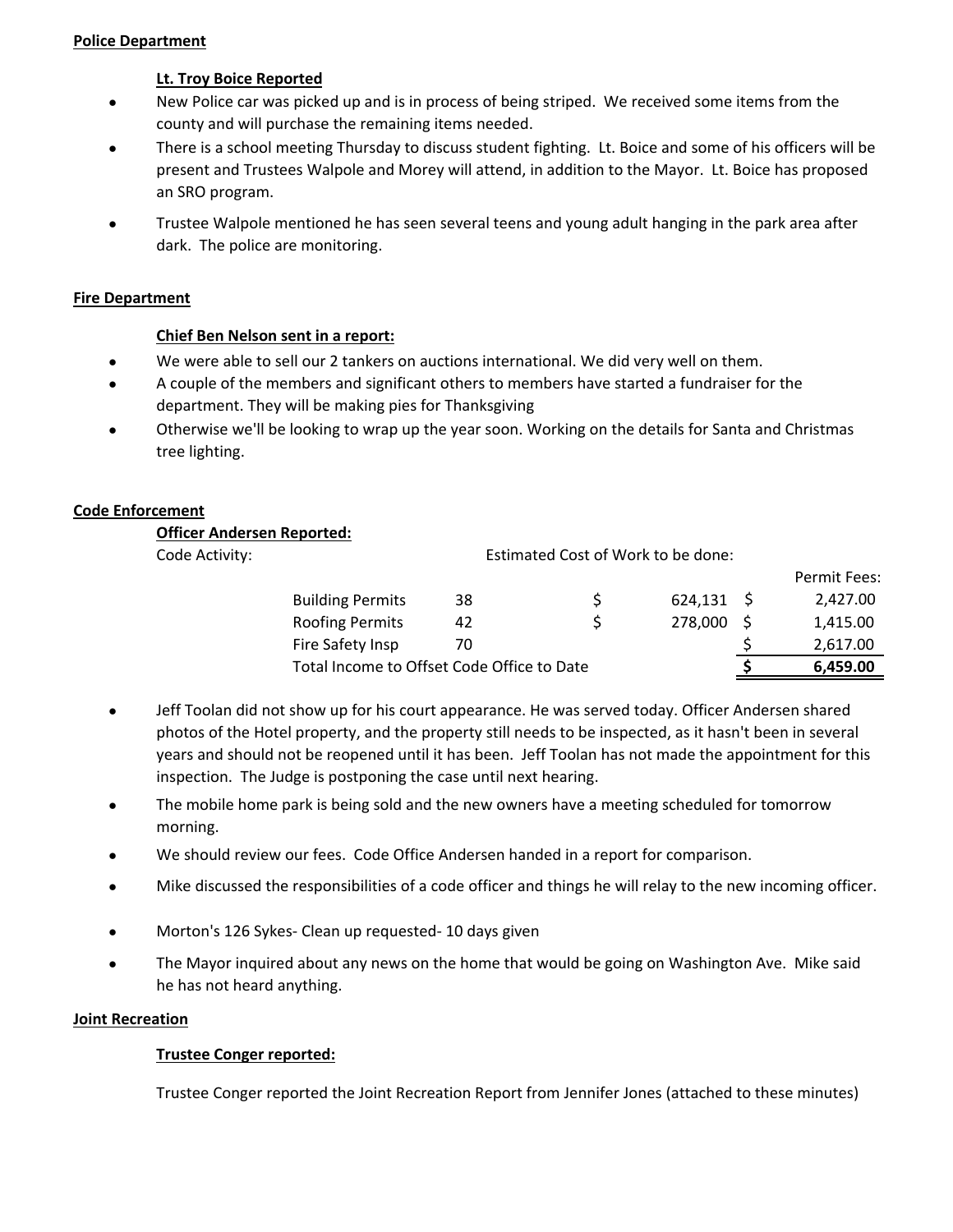**Police Department**

**Lt. Troy Boice Reported**

- New Police car was picked up and is in process of being striped. We received some items from the county and will purchase the remaining items needed.
- There is a school meeting Thursday to discuss student fighting. Lt. Boice and some of his officers will be present and Trustees Walpole and Morey will attend, in addition to the Mayor. Lt. Boice has proposed an SRO program.
- Trustee Walpole mentioned he has seen several teens and young adult hanging in the park area after dark. The police are monitoring.

**Fire Department**

**Chief Ben Nelson sent in a report:**

- We were able to sell our 2 tankers on auctions international. We did very well on them.
- A couple of the members and significant others to members have started a fundraiser for the department. They will be making pies for Thanksgiving
- Otherwise we'll be looking to wrap up the year soon. Working on the details for Santa and Christmas tree lighting.

**Code Enforcement**

**Officer Andersen Reported:**

Code Activity:

| | | Estimated Cost of Work to be done: | Permit Fees: |
|---|---|---|---|
| Building Permits | 38 | $ 624,131 | $ 2,427.00 |
| Roofing Permits | 42 | $ 278,000 | $ 1,415.00 |
| Fire Safety Insp | 70 | | $ 2,617.00 |
| Total Income to Offset Code Office to Date | | | **$ 6,459.00** |

- Jeff Toolan did not show up for his court appearance. He was served today. Officer Andersen shared photos of the Hotel property, and the property still needs to be inspected, as it hasn't been in several years and should not be reopened until it has been. Jeff Toolan has not made the appointment for this inspection. The Judge is postponing the case until next hearing.
- The mobile home park is being sold and the new owners have a meeting scheduled for tomorrow morning.
- We should review our fees. Code Office Andersen handed in a report for comparison.
- Mike discussed the responsibilities of a code officer and things he will relay to the new incoming officer.
- Morton's 126 Sykes- Clean up requested- 10 days given
- The Mayor inquired about any news on the home that would be going on Washington Ave. Mike said he has not heard anything.

**Joint Recreation**

**Trustee Conger reported:**

Trustee Conger reported the Joint Recreation Report from Jennifer Jones (attached to these minutes)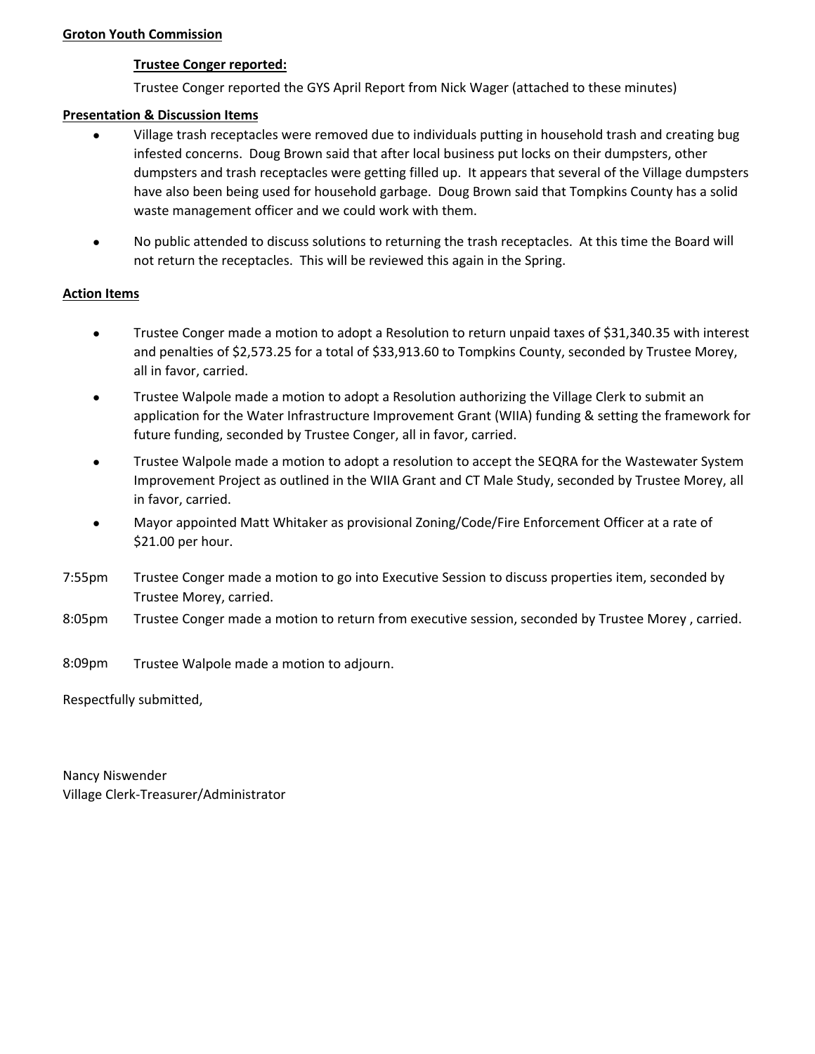**Groton Youth Commission**

**Trustee Conger reported:**

Trustee Conger reported the GYS April Report from Nick Wager (attached to these minutes)

**Presentation & Discussion Items**

- Village trash receptacles were removed due to individuals putting in household trash and creating bug infested concerns. Doug Brown said that after local business put locks on their dumpsters, other dumpsters and trash receptacles were getting filled up. It appears that several of the Village dumpsters have also been being used for household garbage. Doug Brown said that Tompkins County has a solid waste management officer and we could work with them.
- No public attended to discuss solutions to returning the trash receptacles. At this time the Board will not return the receptacles. This will be reviewed this again in the Spring.

**Action Items**

- Trustee Conger made a motion to adopt a Resolution to return unpaid taxes of $31,340.35 with interest and penalties of $2,573.25 for a total of $33,913.60 to Tompkins County, seconded by Trustee Morey, all in favor, carried.
- Trustee Walpole made a motion to adopt a Resolution authorizing the Village Clerk to submit an application for the Water Infrastructure Improvement Grant (WIIA) funding & setting the framework for future funding, seconded by Trustee Conger, all in favor, carried.
- Trustee Walpole made a motion to adopt a resolution to accept the SEQRA for the Wastewater System Improvement Project as outlined in the WIIA Grant and CT Male Study, seconded by Trustee Morey, all in favor, carried.
- Mayor appointed Matt Whitaker as provisional Zoning/Code/Fire Enforcement Officer at a rate of $21.00 per hour.

7:55pm Trustee Conger made a motion to go into Executive Session to discuss properties item, seconded by Trustee Morey, carried.

8:05pm Trustee Conger made a motion to return from executive session, seconded by Trustee Morey , carried.

8:09pm Trustee Walpole made a motion to adjourn.

Respectfully submitted,

Nancy Niswender
Village Clerk-Treasurer/Administrator